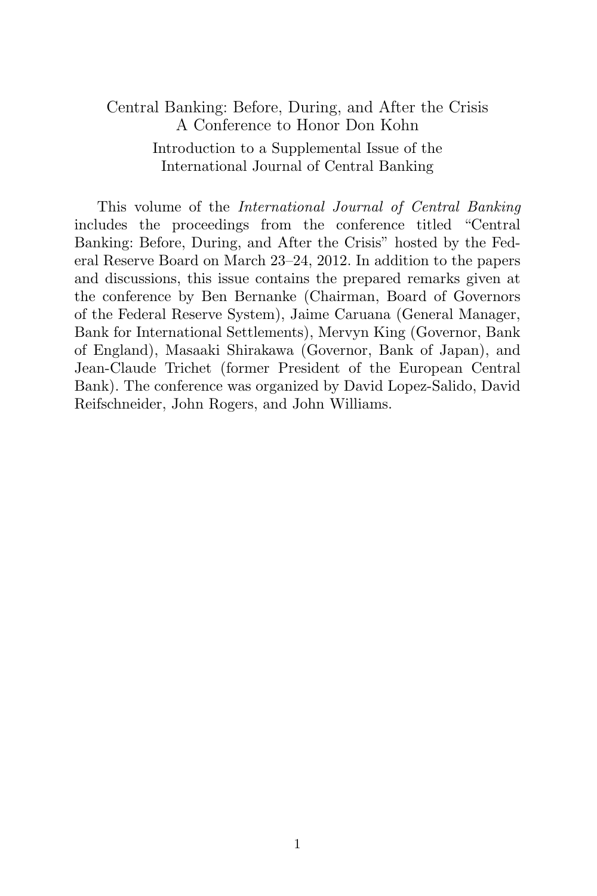# Central Banking: Before, During, and After the Crisis
## A Conference to Honor Don Kohn

### Introduction to a Supplemental Issue of the International Journal of Central Banking

This volume of the *International Journal of Central Banking* includes the proceedings from the conference titled "Central Banking: Before, During, and After the Crisis" hosted by the Federal Reserve Board on March 23–24, 2012. In addition to the papers and discussions, this issue contains the prepared remarks given at the conference by Ben Bernanke (Chairman, Board of Governors of the Federal Reserve System), Jaime Caruana (General Manager, Bank for International Settlements), Mervyn King (Governor, Bank of England), Masaaki Shirakawa (Governor, Bank of Japan), and Jean-Claude Trichet (former President of the European Central Bank). The conference was organized by David Lopez-Salido, David Reifschneider, John Rogers, and John Williams.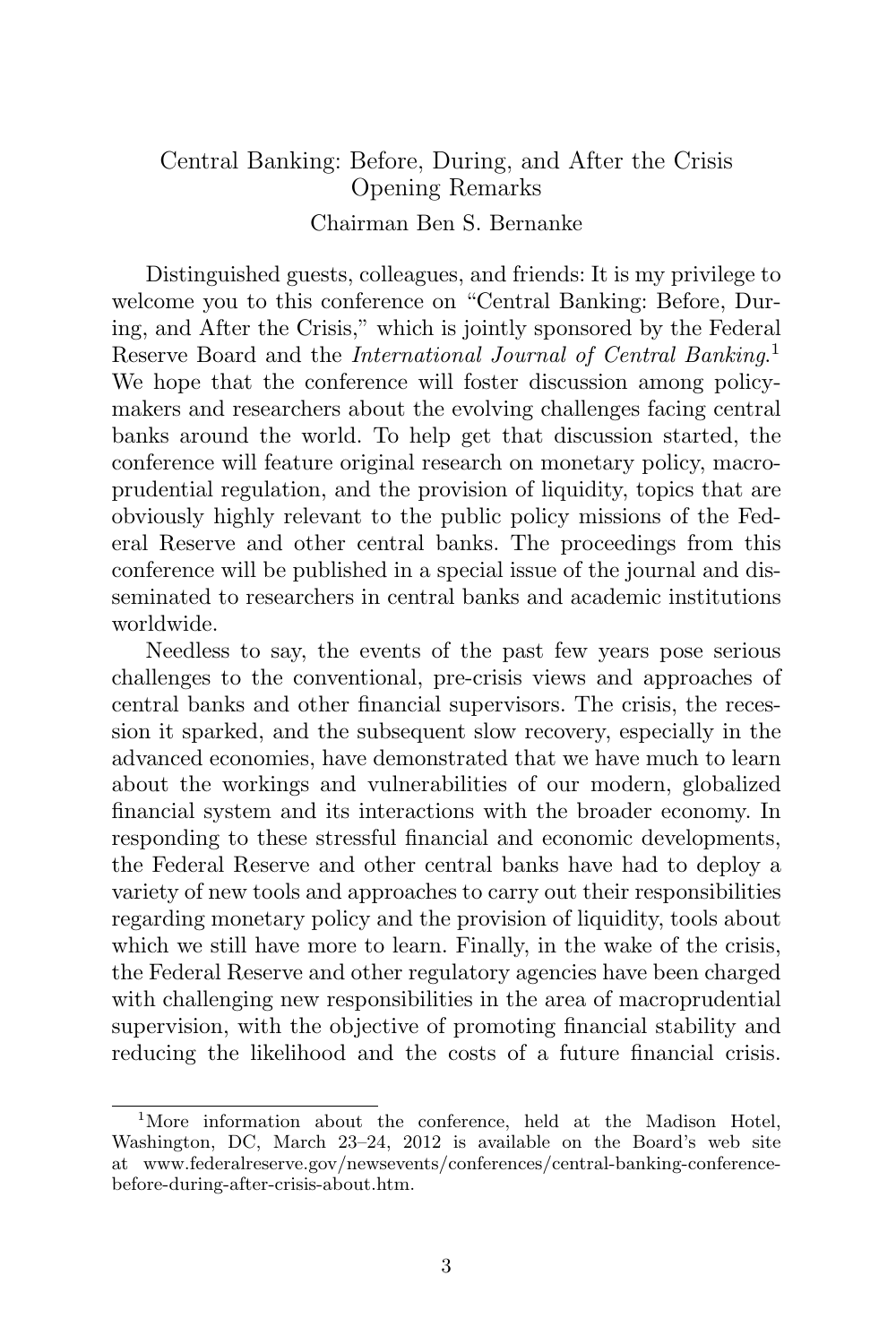Central Banking: Before, During, and After the Crisis
Opening Remarks

Chairman Ben S. Bernanke

Distinguished guests, colleagues, and friends: It is my privilege to welcome you to this conference on "Central Banking: Before, During, and After the Crisis," which is jointly sponsored by the Federal Reserve Board and the *International Journal of Central Banking*.[1] We hope that the conference will foster discussion among policymakers and researchers about the evolving challenges facing central banks around the world. To help get that discussion started, the conference will feature original research on monetary policy, macroprudential regulation, and the provision of liquidity, topics that are obviously highly relevant to the public policy missions of the Federal Reserve and other central banks. The proceedings from this conference will be published in a special issue of the journal and disseminated to researchers in central banks and academic institutions worldwide.

Needless to say, the events of the past few years pose serious challenges to the conventional, pre-crisis views and approaches of central banks and other financial supervisors. The crisis, the recession it sparked, and the subsequent slow recovery, especially in the advanced economies, have demonstrated that we have much to learn about the workings and vulnerabilities of our modern, globalized financial system and its interactions with the broader economy. In responding to these stressful financial and economic developments, the Federal Reserve and other central banks have had to deploy a variety of new tools and approaches to carry out their responsibilities regarding monetary policy and the provision of liquidity, tools about which we still have more to learn. Finally, in the wake of the crisis, the Federal Reserve and other regulatory agencies have been charged with challenging new responsibilities in the area of macroprudential supervision, with the objective of promoting financial stability and reducing the likelihood and the costs of a future financial crisis.

[1] More information about the conference, held at the Madison Hotel, Washington, DC, March 23–24, 2012 is available on the Board's web site at www.federalreserve.gov/newsevents/conferences/central-banking-conference-before-during-after-crisis-about.htm.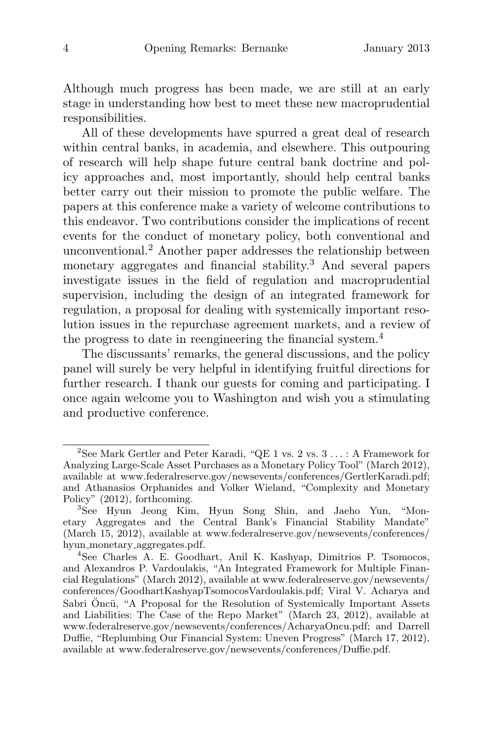Although much progress has been made, we are still at an early stage in understanding how best to meet these new macroprudential responsibilities.

All of these developments have spurred a great deal of research within central banks, in academia, and elsewhere. This outpouring of research will help shape future central bank doctrine and policy approaches and, most importantly, should help central banks better carry out their mission to promote the public welfare. The papers at this conference make a variety of welcome contributions to this endeavor. Two contributions consider the implications of recent events for the conduct of monetary policy, both conventional and unconventional.[2] Another paper addresses the relationship between monetary aggregates and financial stability.[3] And several papers investigate issues in the field of regulation and macroprudential supervision, including the design of an integrated framework for regulation, a proposal for dealing with systemically important resolution issues in the repurchase agreement markets, and a review of the progress to date in reengineering the financial system.[4]

The discussants' remarks, the general discussions, and the policy panel will surely be very helpful in identifying fruitful directions for further research. I thank our guests for coming and participating. I once again welcome you to Washington and wish you a stimulating and productive conference.

---

[2] See Mark Gertler and Peter Karadi, "QE 1 vs. 2 vs. 3 . . . : A Framework for Analyzing Large-Scale Asset Purchases as a Monetary Policy Tool" (March 2012), available at www.federalreserve.gov/newsevents/conferences/GertlerKaradi.pdf; and Athanasios Orphanides and Volker Wieland, "Complexity and Monetary Policy" (2012), forthcoming.

[3] See Hyun Jeong Kim, Hyun Song Shin, and Jaeho Yun, "Monetary Aggregates and the Central Bank's Financial Stability Mandate" (March 15, 2012), available at www.federalreserve.gov/newsevents/conferences/hyun_monetary_aggregates.pdf.

[4] See Charles A. E. Goodhart, Anil K. Kashyap, Dimitrios P. Tsomocos, and Alexandros P. Vardoulakis, "An Integrated Framework for Multiple Financial Regulations" (March 2012), available at www.federalreserve.gov/newsevents/conferences/GoodhartKashyapTsomocosVardoulakis.pdf; Viral V. Acharya and Sabri Öncü, "A Proposal for the Resolution of Systemically Important Assets and Liabilities: The Case of the Repo Market" (March 23, 2012), available at www.federalreserve.gov/newsevents/conferences/AcharyaOncu.pdf; and Darrell Duffie, "Replumbing Our Financial System: Uneven Progress" (March 17, 2012), available at www.federalreserve.gov/newsevents/conferences/Duffie.pdf.